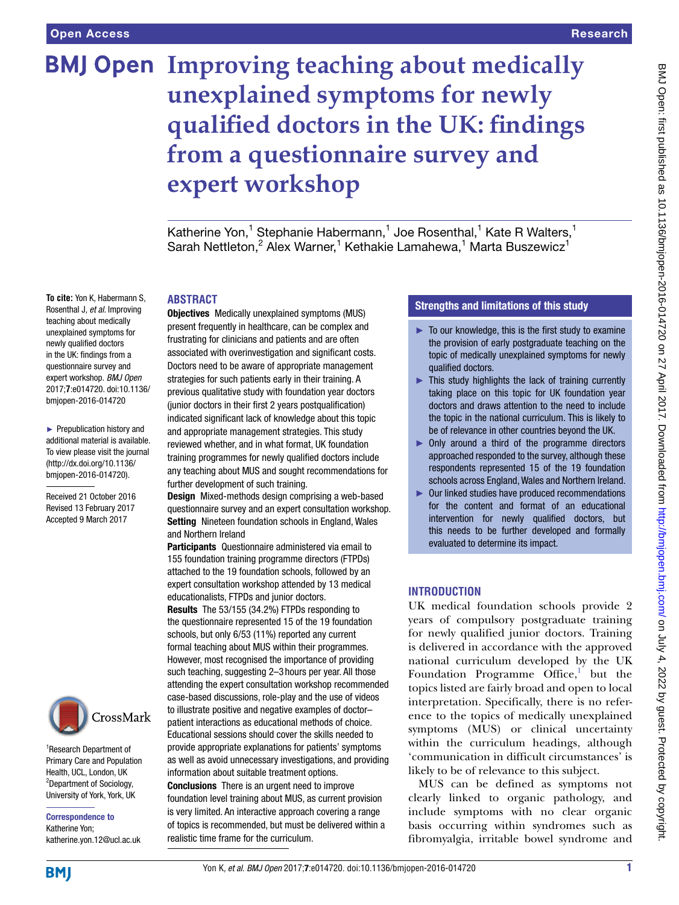# Improving teaching about medically unexplained symptoms for newly qualified doctors in the UK: findings from a questionnaire survey and expert workshop

Katherine Yon,[1] Stephanie Habermann,[1] Joe Rosenthal,[1] Kate R Walters,[1] Sarah Nettleton,[2] Alex Warner,[1] Kethakie Lamahewa,[1] Marta Buszewicz[1]

**To cite:** Yon K, Habermann S, Rosenthal J, *et al*. Improving teaching about medically unexplained symptoms for newly qualified doctors in the UK: findings from a questionnaire survey and expert workshop. *BMJ Open* 2017;**7**:e014720. doi:10.1136/bmjopen-2016-014720

► Prepublication history and additional material is available. To view please visit the journal (http://dx.doi.org/10.1136/bmjopen-2016-014720).

Received 21 October 2016
Revised 13 February 2017
Accepted 9 March 2017

[1]Research Department of Primary Care and Population Health, UCL, London, UK
[2]Department of Sociology, University of York, York, UK

**Correspondence to**
Katherine Yon;
katherine.yon.12@ucl.ac.uk

## ABSTRACT

**Objectives** Medically unexplained symptoms (MUS) present frequently in healthcare, can be complex and frustrating for clinicians and patients and are often associated with overinvestigation and significant costs. Doctors need to be aware of appropriate management strategies for such patients early in their training. A previous qualitative study with foundation year doctors (junior doctors in their first 2 years postqualification) indicated significant lack of knowledge about this topic and appropriate management strategies. This study reviewed whether, and in what format, UK foundation training programmes for newly qualified doctors include any teaching about MUS and sought recommendations for further development of such training.

**Design** Mixed-methods design comprising a web-based questionnaire survey and an expert consultation workshop.

**Setting** Nineteen foundation schools in England, Wales and Northern Ireland

**Participants** Questionnaire administered via email to 155 foundation training programme directors (FTPDs) attached to the 19 foundation schools, followed by an expert consultation workshop attended by 13 medical educationalists, FTPDs and junior doctors.

**Results** The 53/155 (34.2%) FTPDs responding to the questionnaire represented 15 of the 19 foundation schools, but only 6/53 (11%) reported any current formal teaching about MUS within their programmes. However, most recognised the importance of providing such teaching, suggesting 2–3 hours per year. All those attending the expert consultation workshop recommended case-based discussions, role-play and the use of videos to illustrate positive and negative examples of doctor–patient interactions as educational methods of choice. Educational sessions should cover the skills needed to provide appropriate explanations for patients' symptoms as well as avoid unnecessary investigations, and providing information about suitable treatment options.

**Conclusions** There is an urgent need to improve foundation level training about MUS, as current provision is very limited. An interactive approach covering a range of topics is recommended, but must be delivered within a realistic time frame for the curriculum.

## Strengths and limitations of this study

- To our knowledge, this is the first study to examine the provision of early postgraduate teaching on the topic of medically unexplained symptoms for newly qualified doctors.
- This study highlights the lack of training currently taking place on this topic for UK foundation year doctors and draws attention to the need to include the topic in the national curriculum. This is likely to be of relevance in other countries beyond the UK.
- Only around a third of the programme directors approached responded to the survey, although these respondents represented 15 of the 19 foundation schools across England, Wales and Northern Ireland.
- Our linked studies have produced recommendations for the content and format of an educational intervention for newly qualified doctors, but this needs to be further developed and formally evaluated to determine its impact.

## INTRODUCTION

UK medical foundation schools provide 2 years of compulsory postgraduate training for newly qualified junior doctors. Training is delivered in accordance with the approved national curriculum developed by the UK Foundation Programme Office,[1] but the topics listed are fairly broad and open to local interpretation. Specifically, there is no reference to the topics of medically unexplained symptoms (MUS) or clinical uncertainty within the curriculum headings, although 'communication in difficult circumstances' is likely to be of relevance to this subject.

MUS can be defined as symptoms not clearly linked to organic pathology, and include symptoms with no clear organic basis occurring within syndromes such as fibromyalgia, irritable bowel syndrome and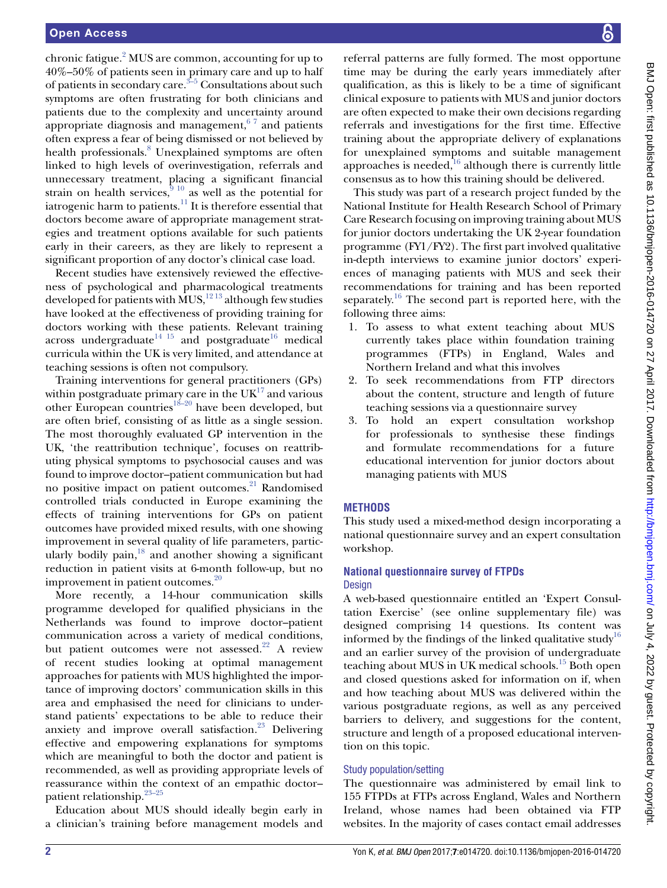chronic fatigue.[2] MUS are common, accounting for up to 40%–50% of patients seen in primary care and up to half of patients in secondary care.[3–5] Consultations about such symptoms are often frustrating for both clinicians and patients due to the complexity and uncertainty around appropriate diagnosis and management,[6 7] and patients often express a fear of being dismissed or not believed by health professionals.[8] Unexplained symptoms are often linked to high levels of overinvestigation, referrals and unnecessary treatment, placing a significant financial strain on health services,[9 10] as well as the potential for iatrogenic harm to patients.[11] It is therefore essential that doctors become aware of appropriate management strategies and treatment options available for such patients early in their careers, as they are likely to represent a significant proportion of any doctor's clinical case load.

Recent studies have extensively reviewed the effectiveness of psychological and pharmacological treatments developed for patients with MUS,[12 13] although few studies have looked at the effectiveness of providing training for doctors working with these patients. Relevant training across undergraduate[14 15] and postgraduate[16] medical curricula within the UK is very limited, and attendance at teaching sessions is often not compulsory.

Training interventions for general practitioners (GPs) within postgraduate primary care in the UK[17] and various other European countries[18–20] have been developed, but are often brief, consisting of as little as a single session. The most thoroughly evaluated GP intervention in the UK, 'the reattribution technique', focuses on reattributing physical symptoms to psychosocial causes and was found to improve doctor–patient communication but had no positive impact on patient outcomes.[21] Randomised controlled trials conducted in Europe examining the effects of training interventions for GPs on patient outcomes have provided mixed results, with one showing improvement in several quality of life parameters, particularly bodily pain,[18] and another showing a significant reduction in patient visits at 6-month follow-up, but no improvement in patient outcomes.[20]

More recently, a 14-hour communication skills programme developed for qualified physicians in the Netherlands was found to improve doctor–patient communication across a variety of medical conditions, but patient outcomes were not assessed.[22] A review of recent studies looking at optimal management approaches for patients with MUS highlighted the importance of improving doctors' communication skills in this area and emphasised the need for clinicians to understand patients' expectations to be able to reduce their anxiety and improve overall satisfaction.[23] Delivering effective and empowering explanations for symptoms which are meaningful to both the doctor and patient is recommended, as well as providing appropriate levels of reassurance within the context of an empathic doctor–patient relationship.[23–25]

Education about MUS should ideally begin early in a clinician's training before management models and referral patterns are fully formed. The most opportune time may be during the early years immediately after qualification, as this is likely to be a time of significant clinical exposure to patients with MUS and junior doctors are often expected to make their own decisions regarding referrals and investigations for the first time. Effective training about the appropriate delivery of explanations for unexplained symptoms and suitable management approaches is needed,[16] although there is currently little consensus as to how this training should be delivered.

This study was part of a research project funded by the National Institute for Health Research School of Primary Care Research focusing on improving training about MUS for junior doctors undertaking the UK 2-year foundation programme (FY1/FY2). The first part involved qualitative in-depth interviews to examine junior doctors' experiences of managing patients with MUS and seek their recommendations for training and has been reported separately.[16] The second part is reported here, with the following three aims:

1. To assess to what extent teaching about MUS currently takes place within foundation training programmes (FTPs) in England, Wales and Northern Ireland and what this involves
2. To seek recommendations from FTP directors about the content, structure and length of future teaching sessions via a questionnaire survey
3. To hold an expert consultation workshop for professionals to synthesise these findings and formulate recommendations for a future educational intervention for junior doctors about managing patients with MUS

## METHODS

This study used a mixed-method design incorporating a national questionnaire survey and an expert consultation workshop.

### National questionnaire survey of FTPDs

#### Design

A web-based questionnaire entitled an 'Expert Consultation Exercise' (see online supplementary file) was designed comprising 14 questions. Its content was informed by the findings of the linked qualitative study[16] and an earlier survey of the provision of undergraduate teaching about MUS in UK medical schools.[15] Both open and closed questions asked for information on if, when and how teaching about MUS was delivered within the various postgraduate regions, as well as any perceived barriers to delivery, and suggestions for the content, structure and length of a proposed educational intervention on this topic.

#### Study population/setting

The questionnaire was administered by email link to 155 FTPDs at FTPs across England, Wales and Northern Ireland, whose names had been obtained via FTP websites. In the majority of cases contact email addresses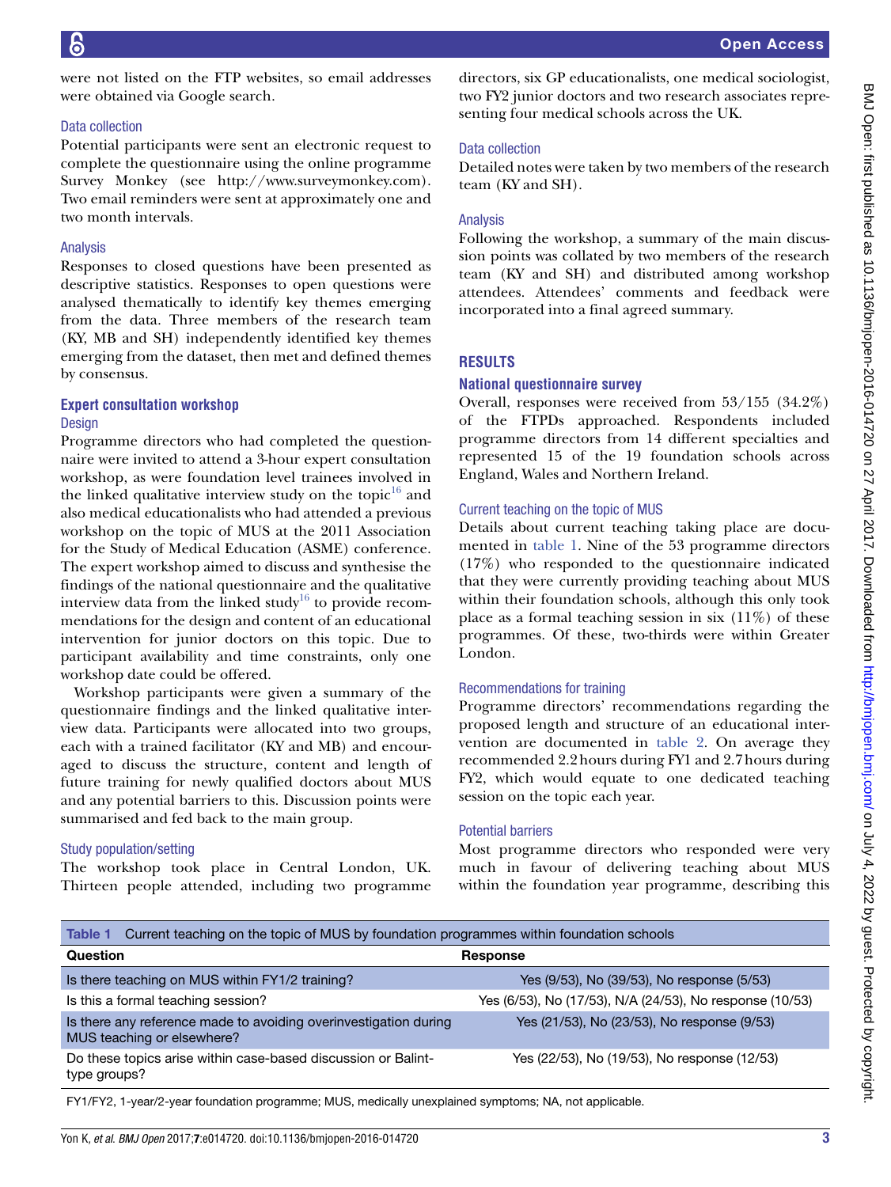were not listed on the FTP websites, so email addresses were obtained via Google search.

### Data collection

Potential participants were sent an electronic request to complete the questionnaire using the online programme Survey Monkey (see http://www.surveymonkey.com). Two email reminders were sent at approximately one and two month intervals.

### Analysis

Responses to closed questions have been presented as descriptive statistics. Responses to open questions were analysed thematically to identify key themes emerging from the data. Three members of the research team (KY, MB and SH) independently identified key themes emerging from the dataset, then met and defined themes by consensus.

## Expert consultation workshop

### Design

Programme directors who had completed the questionnaire were invited to attend a 3-hour expert consultation workshop, as were foundation level trainees involved in the linked qualitative interview study on the topic[16] and also medical educationalists who had attended a previous workshop on the topic of MUS at the 2011 Association for the Study of Medical Education (ASME) conference. The expert workshop aimed to discuss and synthesise the findings of the national questionnaire and the qualitative interview data from the linked study[16] to provide recommendations for the design and content of an educational intervention for junior doctors on this topic. Due to participant availability and time constraints, only one workshop date could be offered.

Workshop participants were given a summary of the questionnaire findings and the linked qualitative interview data. Participants were allocated into two groups, each with a trained facilitator (KY and MB) and encouraged to discuss the structure, content and length of future training for newly qualified doctors about MUS and any potential barriers to this. Discussion points were summarised and fed back to the main group.

### Study population/setting

The workshop took place in Central London, UK. Thirteen people attended, including two programme directors, six GP educationalists, one medical sociologist, two FY2 junior doctors and two research associates representing four medical schools across the UK.

### Data collection

Detailed notes were taken by two members of the research team (KY and SH).

### Analysis

Following the workshop, a summary of the main discussion points was collated by two members of the research team (KY and SH) and distributed among workshop attendees. Attendees' comments and feedback were incorporated into a final agreed summary.

# RESULTS

## National questionnaire survey

Overall, responses were received from 53/155 (34.2%) of the FTPDs approached. Respondents included programme directors from 14 different specialties and represented 15 of the 19 foundation schools across England, Wales and Northern Ireland.

### Current teaching on the topic of MUS

Details about current teaching taking place are documented in table 1. Nine of the 53 programme directors (17%) who responded to the questionnaire indicated that they were currently providing teaching about MUS within their foundation schools, although this only took place as a formal teaching session in six (11%) of these programmes. Of these, two-thirds were within Greater London.

### Recommendations for training

Programme directors' recommendations regarding the proposed length and structure of an educational intervention are documented in table 2. On average they recommended 2.2 hours during FY1 and 2.7 hours during FY2, which would equate to one dedicated teaching session on the topic each year.

### Potential barriers

Most programme directors who responded were very much in favour of delivering teaching about MUS within the foundation year programme, describing this

**Table 1** Current teaching on the topic of MUS by foundation programmes within foundation schools

| Question | Response |
|---|---|
| Is there teaching on MUS within FY1/2 training? | Yes (9/53), No (39/53), No response (5/53) |
| Is this a formal teaching session? | Yes (6/53), No (17/53), N/A (24/53), No response (10/53) |
| Is there any reference made to avoiding overinvestigation during MUS teaching or elsewhere? | Yes (21/53), No (23/53), No response (9/53) |
| Do these topics arise within case-based discussion or Balint-type groups? | Yes (22/53), No (19/53), No response (12/53) |

FY1/FY2, 1-year/2-year foundation programme; MUS, medically unexplained symptoms; NA, not applicable.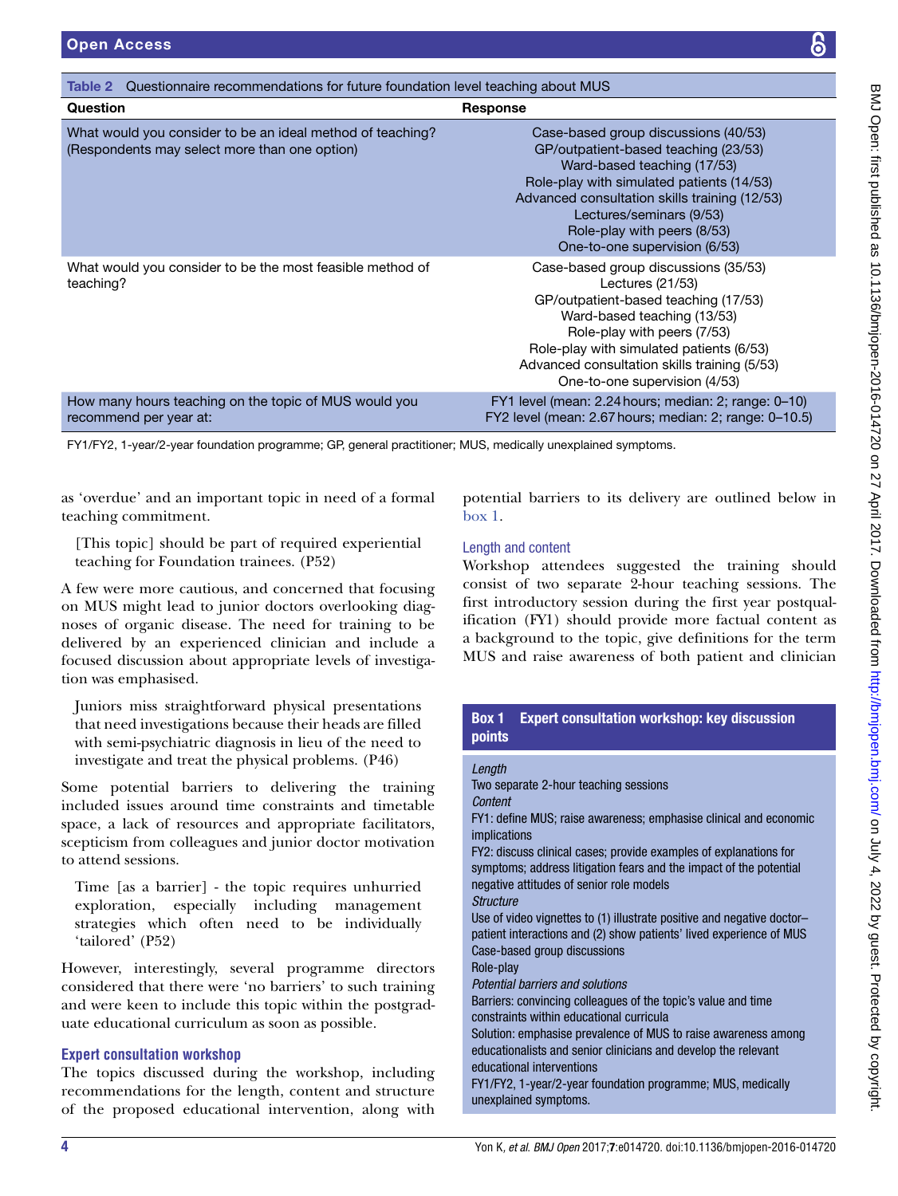**Table 2** Questionnaire recommendations for future foundation level teaching about MUS

| Question | Response |
|---|---|
| What would you consider to be an ideal method of teaching? (Respondents may select more than one option) | Case-based group discussions (40/53)<br>GP/outpatient-based teaching (23/53)<br>Ward-based teaching (17/53)<br>Role-play with simulated patients (14/53)<br>Advanced consultation skills training (12/53)<br>Lectures/seminars (9/53)<br>Role-play with peers (8/53)<br>One-to-one supervision (6/53) |
| What would you consider to be the most feasible method of teaching? | Case-based group discussions (35/53)<br>Lectures (21/53)<br>GP/outpatient-based teaching (17/53)<br>Ward-based teaching (13/53)<br>Role-play with peers (7/53)<br>Role-play with simulated patients (6/53)<br>Advanced consultation skills training (5/53)<br>One-to-one supervision (4/53) |
| How many hours teaching on the topic of MUS would you recommend per year at: | FY1 level (mean: 2.24 hours; median: 2; range: 0–10)<br>FY2 level (mean: 2.67 hours; median: 2; range: 0–10.5) |

FY1/FY2, 1-year/2-year foundation programme; GP, general practitioner; MUS, medically unexplained symptoms.

as 'overdue' and an important topic in need of a formal teaching commitment.

> [This topic] should be part of required experiential teaching for Foundation trainees. (P52)

A few were more cautious, and concerned that focusing on MUS might lead to junior doctors overlooking diagnoses of organic disease. The need for training to be delivered by an experienced clinician and include a focused discussion about appropriate levels of investigation was emphasised.

> Juniors miss straightforward physical presentations that need investigations because their heads are filled with semi-psychiatric diagnosis in lieu of the need to investigate and treat the physical problems. (P46)

Some potential barriers to delivering the training included issues around time constraints and timetable space, a lack of resources and appropriate facilitators, scepticism from colleagues and junior doctor motivation to attend sessions.

> Time [as a barrier] - the topic requires unhurried exploration, especially including management strategies which often need to be individually 'tailored' (P52)

However, interestingly, several programme directors considered that there were 'no barriers' to such training and were keen to include this topic within the postgraduate educational curriculum as soon as possible.

### Expert consultation workshop

The topics discussed during the workshop, including recommendations for the length, content and structure of the proposed educational intervention, along with potential barriers to its delivery are outlined below in box 1.

### Length and content

Workshop attendees suggested the training should consist of two separate 2-hour teaching sessions. The first introductory session during the first year postqualification (FY1) should provide more factual content as a background to the topic, give definitions for the term MUS and raise awareness of both patient and clinician

**Box 1 Expert consultation workshop: key discussion points**

*Length*

Two separate 2-hour teaching sessions

*Content*

FY1: define MUS; raise awareness; emphasise clinical and economic implications

FY2: discuss clinical cases; provide examples of explanations for symptoms; address litigation fears and the impact of the potential negative attitudes of senior role models

*Structure*

Use of video vignettes to (1) illustrate positive and negative doctor–patient interactions and (2) show patients' lived experience of MUS

Case-based group discussions

Role-play

*Potential barriers and solutions*

Barriers: convincing colleagues of the topic's value and time constraints within educational curricula

Solution: emphasise prevalence of MUS to raise awareness among educationalists and senior clinicians and develop the relevant educational interventions

FY1/FY2, 1-year/2-year foundation programme; MUS, medically unexplained symptoms.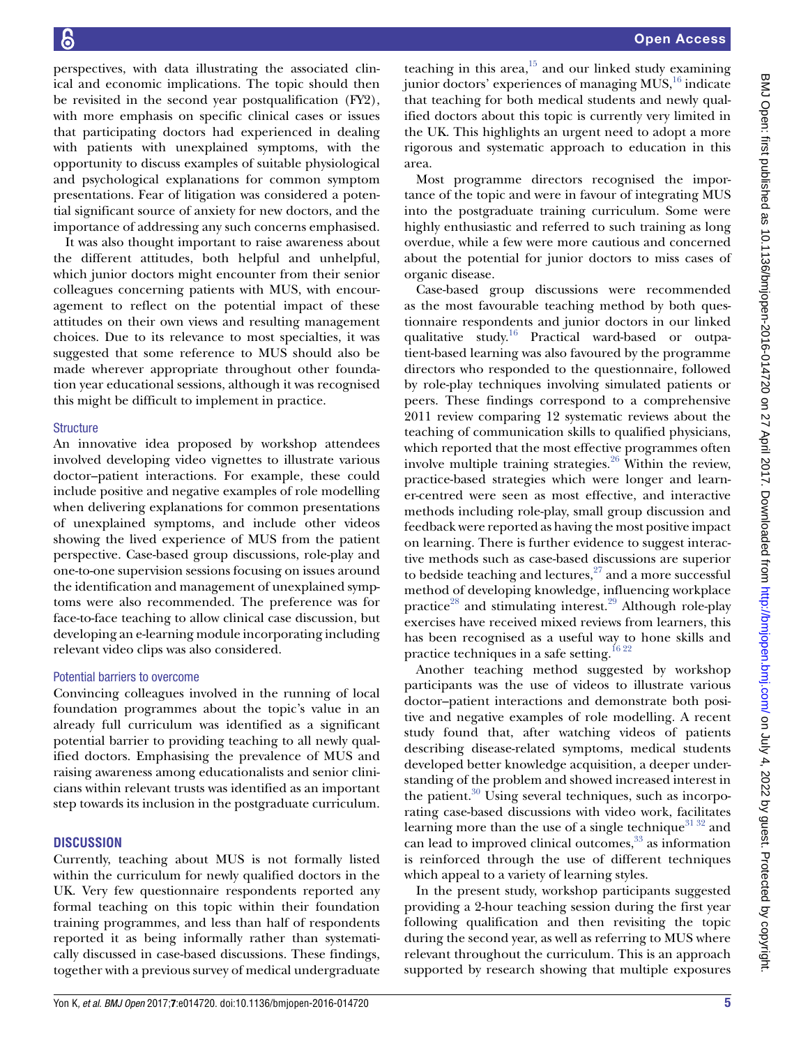perspectives, with data illustrating the associated clinical and economic implications. The topic should then be revisited in the second year postqualification (FY2), with more emphasis on specific clinical cases or issues that participating doctors had experienced in dealing with patients with unexplained symptoms, with the opportunity to discuss examples of suitable physiological and psychological explanations for common symptom presentations. Fear of litigation was considered a potential significant source of anxiety for new doctors, and the importance of addressing any such concerns emphasised.

It was also thought important to raise awareness about the different attitudes, both helpful and unhelpful, which junior doctors might encounter from their senior colleagues concerning patients with MUS, with encouragement to reflect on the potential impact of these attitudes on their own views and resulting management choices. Due to its relevance to most specialties, it was suggested that some reference to MUS should also be made wherever appropriate throughout other foundation year educational sessions, although it was recognised this might be difficult to implement in practice.

### Structure

An innovative idea proposed by workshop attendees involved developing video vignettes to illustrate various doctor–patient interactions. For example, these could include positive and negative examples of role modelling when delivering explanations for common presentations of unexplained symptoms, and include other videos showing the lived experience of MUS from the patient perspective. Case-based group discussions, role-play and one-to-one supervision sessions focusing on issues around the identification and management of unexplained symptoms were also recommended. The preference was for face-to-face teaching to allow clinical case discussion, but developing an e-learning module incorporating including relevant video clips was also considered.

### Potential barriers to overcome

Convincing colleagues involved in the running of local foundation programmes about the topic's value in an already full curriculum was identified as a significant potential barrier to providing teaching to all newly qualified doctors. Emphasising the prevalence of MUS and raising awareness among educationalists and senior clinicians within relevant trusts was identified as an important step towards its inclusion in the postgraduate curriculum.

## DISCUSSION

Currently, teaching about MUS is not formally listed within the curriculum for newly qualified doctors in the UK. Very few questionnaire respondents reported any formal teaching on this topic within their foundation training programmes, and less than half of respondents reported it as being informally rather than systematically discussed in case-based discussions. These findings, together with a previous survey of medical undergraduate teaching in this area,[15] and our linked study examining junior doctors' experiences of managing MUS,[16] indicate that teaching for both medical students and newly qualified doctors about this topic is currently very limited in the UK. This highlights an urgent need to adopt a more rigorous and systematic approach to education in this area.

Most programme directors recognised the importance of the topic and were in favour of integrating MUS into the postgraduate training curriculum. Some were highly enthusiastic and referred to such training as long overdue, while a few were more cautious and concerned about the potential for junior doctors to miss cases of organic disease.

Case-based group discussions were recommended as the most favourable teaching method by both questionnaire respondents and junior doctors in our linked qualitative study.[16] Practical ward-based or outpatient-based learning was also favoured by the programme directors who responded to the questionnaire, followed by role-play techniques involving simulated patients or peers. These findings correspond to a comprehensive 2011 review comparing 12 systematic reviews about the teaching of communication skills to qualified physicians, which reported that the most effective programmes often involve multiple training strategies.[26] Within the review, practice-based strategies which were longer and learner-centred were seen as most effective, and interactive methods including role-play, small group discussion and feedback were reported as having the most positive impact on learning. There is further evidence to suggest interactive methods such as case-based discussions are superior to bedside teaching and lectures,[27] and a more successful method of developing knowledge, influencing workplace practice[28] and stimulating interest.[29] Although role-play exercises have received mixed reviews from learners, this has been recognised as a useful way to hone skills and practice techniques in a safe setting.[16,22]

Another teaching method suggested by workshop participants was the use of videos to illustrate various doctor–patient interactions and demonstrate both positive and negative examples of role modelling. A recent study found that, after watching videos of patients describing disease-related symptoms, medical students developed better knowledge acquisition, a deeper understanding of the problem and showed increased interest in the patient.[30] Using several techniques, such as incorporating case-based discussions with video work, facilitates learning more than the use of a single technique[31,32] and can lead to improved clinical outcomes,[33] as information is reinforced through the use of different techniques which appeal to a variety of learning styles.

In the present study, workshop participants suggested providing a 2-hour teaching session during the first year following qualification and then revisiting the topic during the second year, as well as referring to MUS where relevant throughout the curriculum. This is an approach supported by research showing that multiple exposures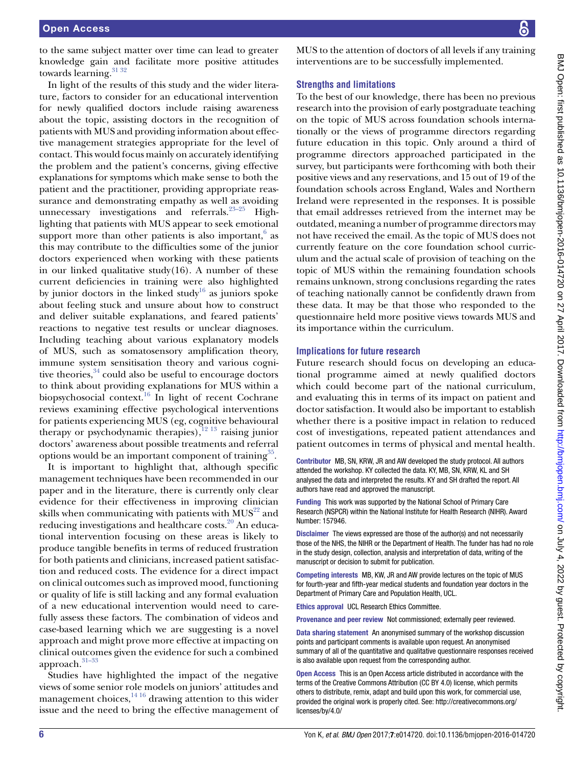to the same subject matter over time can lead to greater knowledge gain and facilitate more positive attitudes towards learning.[31 32]

In light of the results of this study and the wider literature, factors to consider for an educational intervention for newly qualified doctors include raising awareness about the topic, assisting doctors in the recognition of patients with MUS and providing information about effective management strategies appropriate for the level of contact. This would focus mainly on accurately identifying the problem and the patient's concerns, giving effective explanations for symptoms which make sense to both the patient and the practitioner, providing appropriate reassurance and demonstrating empathy as well as avoiding unnecessary investigations and referrals.[23–25] Highlighting that patients with MUS appear to seek emotional support more than other patients is also important,[6] as this may contribute to the difficulties some of the junior doctors experienced when working with these patients in our linked qualitative study(16). A number of these current deficiencies in training were also highlighted by junior doctors in the linked study[16] as juniors spoke about feeling stuck and unsure about how to construct and deliver suitable explanations, and feared patients' reactions to negative test results or unclear diagnoses. Including teaching about various explanatory models of MUS, such as somatosensory amplification theory, immune system sensitisation theory and various cognitive theories,[34] could also be useful to encourage doctors to think about providing explanations for MUS within a biopsychosocial context.[16] In light of recent Cochrane reviews examining effective psychological interventions for patients experiencing MUS (eg, cognitive behavioural therapy or psychodynamic therapies),[12 13] raising junior doctors' awareness about possible treatments and referral options would be an important component of training[35].

It is important to highlight that, although specific management techniques have been recommended in our paper and in the literature, there is currently only clear evidence for their effectiveness in improving clinician skills when communicating with patients with MUS[22] and reducing investigations and healthcare costs.[20] An educational intervention focusing on these areas is likely to produce tangible benefits in terms of reduced frustration for both patients and clinicians, increased patient satisfaction and reduced costs. The evidence for a direct impact on clinical outcomes such as improved mood, functioning or quality of life is still lacking and any formal evaluation of a new educational intervention would need to carefully assess these factors. The combination of videos and case-based learning which we are suggesting is a novel approach and might prove more effective at impacting on clinical outcomes given the evidence for such a combined approach.[31–33]

Studies have highlighted the impact of the negative views of some senior role models on juniors' attitudes and management choices,[14 16] drawing attention to this wider issue and the need to bring the effective management of MUS to the attention of doctors of all levels if any training interventions are to be successfully implemented.

### Strengths and limitations

To the best of our knowledge, there has been no previous research into the provision of early postgraduate teaching on the topic of MUS across foundation schools internationally or the views of programme directors regarding future education in this topic. Only around a third of programme directors approached participated in the survey, but participants were forthcoming with both their positive views and any reservations, and 15 out of 19 of the foundation schools across England, Wales and Northern Ireland were represented in the responses. It is possible that email addresses retrieved from the internet may be outdated, meaning a number of programme directors may not have received the email. As the topic of MUS does not currently feature on the core foundation school curriculum and the actual scale of provision of teaching on the topic of MUS within the remaining foundation schools remains unknown, strong conclusions regarding the rates of teaching nationally cannot be confidently drawn from these data. It may be that those who responded to the questionnaire held more positive views towards MUS and its importance within the curriculum.

### Implications for future research

Future research should focus on developing an educational programme aimed at newly qualified doctors which could become part of the national curriculum, and evaluating this in terms of its impact on patient and doctor satisfaction. It would also be important to establish whether there is a positive impact in relation to reduced cost of investigations, repeated patient attendances and patient outcomes in terms of physical and mental health.

**Contributor** MB, SN, KRW, JR and AW developed the study protocol. All authors attended the workshop. KY collected the data. KY, MB, SN, KRW, KL and SH analysed the data and interpreted the results. KY and SH drafted the report. All authors have read and approved the manuscript.

**Funding** This work was supported by the National School of Primary Care Research (NSPCR) within the National Institute for Health Research (NIHR). Award Number: 157946.

**Disclaimer** The views expressed are those of the author(s) and not necessarily those of the NHS, the NIHR or the Department of Health. The funder has had no role in the study design, collection, analysis and interpretation of data, writing of the manuscript or decision to submit for publication.

**Competing interests** MB, KW, JR and AW provide lectures on the topic of MUS for fourth-year and fifth-year medical students and foundation year doctors in the Department of Primary Care and Population Health, UCL.

**Ethics approval** UCL Research Ethics Committee.

**Provenance and peer review** Not commissioned; externally peer reviewed.

**Data sharing statement** An anonymised summary of the workshop discussion points and participant comments is available upon request. An anonymised summary of all of the quantitative and qualitative questionnaire responses received is also available upon request from the corresponding author.

**Open Access** This is an Open Access article distributed in accordance with the terms of the Creative Commons Attribution (CC BY 4.0) license, which permits others to distribute, remix, adapt and build upon this work, for commercial use, provided the original work is properly cited. See: http://creativecommons.org/licenses/by/4.0/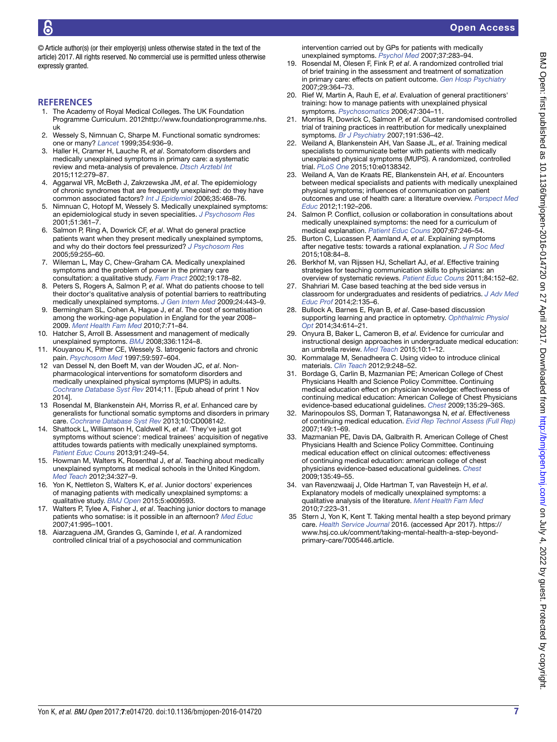© Article author(s) (or their employer(s) unless otherwise stated in the text of the article) 2017. All rights reserved. No commercial use is permitted unless otherwise expressly granted.

## REFERENCES

1. The Academy of Royal Medical Colleges. The UK Foundation Programme Curriculum. 2012http://www.foundationprogramme.nhs.uk
2. Wessely S, Nimnuan C, Sharpe M. Functional somatic syndromes: one or many? *Lancet* 1999;354:936–9.
3. Haller H, Cramer H, Lauche R, *et al*. Somatoform disorders and medically unexplained symptoms in primary care: a systematic review and meta-analysis of prevalence. *Dtsch Arztebl Int* 2015;112:279–87.
4. Aggarwal VR, McBeth J, Zakrzewska JM, *et al*. The epidemiology of chronic syndromes that are frequently unexplained: do they have common associated factors? *Int J Epidemiol* 2006;35:468–76.
5. Nimnuan C, Hotopf M, Wessely S. Medically unexplained symptoms: an epidemiological study in seven specialities. *J Psychosom Res* 2001;51:361–7.
6. Salmon P, Ring A, Dowrick CF, *et al*. What do general practice patients want when they present medically unexplained symptoms, and why do their doctors feel pressurized? *J Psychosom Res* 2005;59:255–60.
7. Wileman L, May C, Chew-Graham CA. Medically unexplained symptoms and the problem of power in the primary care consultation: a qualitative study. *Fam Pract* 2002;19:178–82.
8. Peters S, Rogers A, Salmon P, *et al*. What do patients choose to tell their doctor's qualitative analysis of potential barriers to reattributing medically unexplained symptoms. *J Gen Intern Med* 2009;24:443–9.
9. Bermingham SL, Cohen A, Hague J, *et al*. The cost of somatisation among the working-age population in England for the year 2008–2009. *Ment Health Fam Med* 2010;7:71–84.
10. Hatcher S, Arroll B. Assessment and management of medically unexplained symptoms. *BMJ* 2008;336:1124–8.
11. Kouyanou K, Pither CE, Wessely S. Iatrogenic factors and chronic pain. *Psychosom Med* 1997;59:597–604.
12. van Dessel N, den Boeft M, van der Wouden JC, *et al*. Non-pharmacological interventions for somatoform disorders and medically unexplained physical symptoms (MUPS) in adults. *Cochrane Database Syst Rev* 2014;11. [Epub ahead of print 1 Nov 2014].
13. Rosendal M, Blankenstein AH, Morriss R, *et al*. Enhanced care by generalists for functional somatic symptoms and disorders in primary care. *Cochrane Database Syst Rev* 2013;10:CD008142.
14. Shattock L, Williamson H, Caldwell K, *et al*. 'They've just got symptoms without science': medical trainees' acquisition of negative attitudes towards patients with medically unexplained symptoms. *Patient Educ Couns* 2013;91:249–54.
15. Howman M, Walters K, Rosenthal J, *et al*. Teaching about medically unexplained symptoms at medical schools in the United Kingdom. *Med Teach* 2012;34:327–9.
16. Yon K, Nettleton S, Walters K, *et al*. Junior doctors' experiences of managing patients with medically unexplained symptoms: a qualitative study. *BMJ Open* 2015;5:e009593.
17. Walters P, Tylee A, Fisher J, *et al*. Teaching junior doctors to manage patients who somatise: is it possible in an afternoon? *Med Educ* 2007;41:995–1001.
18. Aiarzaguena JM, Grandes G, Gaminde I, *et al*. A randomized controlled clinical trial of a psychosocial and communication intervention carried out by GPs for patients with medically unexplained symptoms. *Psychol Med* 2007;37:283–94.
19. Rosendal M, Olesen F, Fink P, *et al*. A randomized controlled trial of brief training in the assessment and treatment of somatization in primary care: effects on patient outcome. *Gen Hosp Psychiatry* 2007;29:364–73.
20. Rief W, Martin A, Rauh E, *et al*. Evaluation of general practitioners' training: how to manage patients with unexplained physical symptoms. *Psychosomatics* 2006;47:304–11.
21. Morriss R, Dowrick C, Salmon P, *et al*. Cluster randomised controlled trial of training practices in reattribution for medically unexplained symptoms. *Br J Psychiatry* 2007;191:536–42.
22. Weiland A, Blankenstein AH, Van Saase JL, *et al*. Training medical specialists to communicate better with patients with medically unexplained physical symptoms (MUPS). A randomized, controlled trial. *PLoS One* 2015;10:e0138342.
23. Weiland A, Van de Kraats RE, Blankenstein AH, *et al*. Encounters between medical specialists and patients with medically unexplained physical symptoms; influences of communication on patient outcomes and use of health care: a literature overview. *Perspect Med Educ* 2012;1:192–206.
24. Salmon P. Conflict, collusion or collaboration in consultations about medically unexplained symptoms: the need for a curriculum of medical explanation. *Patient Educ Couns* 2007;67:246–54.
25. Burton C, Lucassen P, Aamland A, *et al*. Explaining symptoms after negative tests: towards a rational explanation. *J R Soc Med* 2015;108:84–8.
26. Berkhof M, van Rijssen HJ, Schellart AJ, *et al*. Effective training strategies for teaching communication skills to physicians: an overview of systematic reviews. *Patient Educ Couns* 2011;84:152–62.
27. Shahriari M. Case based teaching at the bed side versus in classroom for undergraduates and residents of pediatrics. *J Adv Med Educ Prof* 2014;2:135–6.
28. Bullock A, Barnes E, Ryan B, *et al*. Case-based discussion supporting learning and practice in optometry. *Ophthalmic Physiol Opt* 2014;34:614–21.
29. Onyura B, Baker L, Cameron B, *et al*. Evidence for curricular and instructional design approaches in undergraduate medical education: an umbrella review. *Med Teach* 2015;10:1–12.
30. Kommalage M, Senadheera C. Using video to introduce clinical materials. *Clin Teach* 2012;9:248–52.
31. Bordage G, Carlin B, Mazmanian PE; American College of Chest Physicians Health and Science Policy Committee. Continuing medical education effect on physician knowledge: effectiveness of continuing medical education: American College of Chest Physicians evidence-based educational guidelines. *Chest* 2009;135:29–36S.
32. Marinopoulos SS, Dorman T, Ratanawongsa N, *et al*. Effectiveness of continuing medical education. *Evid Rep Technol Assess (Full Rep)* 2007;149:1–69.
33. Mazmanian PE, Davis DA, Galbraith R. American College of Chest Physicians Health and Science Policy Committee. Continuing medical education effect on clinical outcomes: effectiveness of continuing medical education: american college of chest physicians evidence-based educational guidelines. *Chest* 2009;135:49–55.
34. van Ravenzwaaij J, Olde Hartman T, van Ravesteijn H, *et al*. Explanatory models of medically unexplained symptoms: a qualitative analysis of the literature. *Ment Health Fam Med* 2010;7:223–31.
35. Stern J, Yon K, Kent T. Taking mental health a step beyond primary care. *Health Service Journal* 2016. (accessed Apr 2017). https://www.hsj.co.uk/comment/taking-mental-health-a-step-beyond-primary-care/7005446.article.